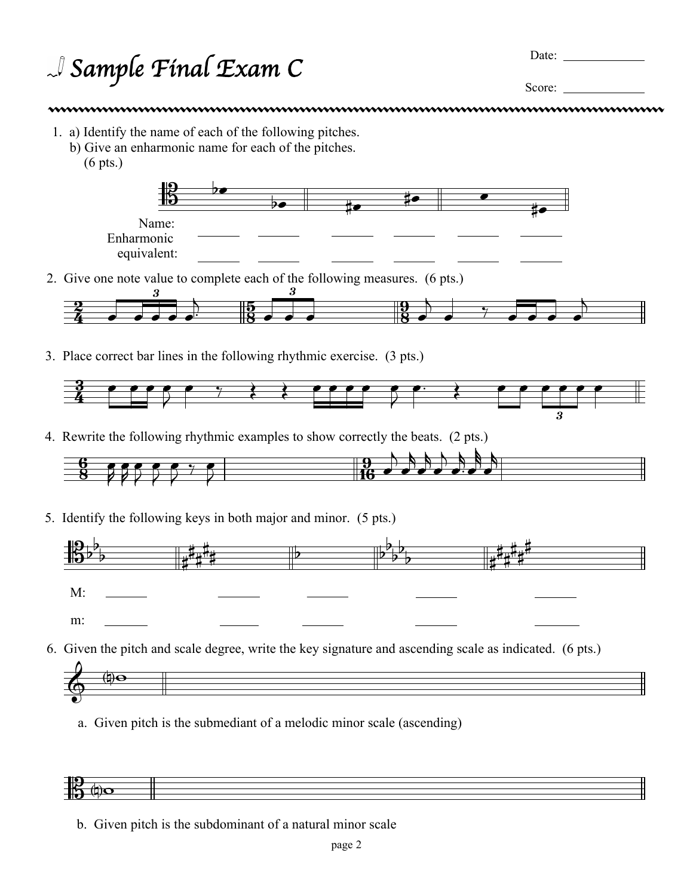# Sample Final Exam C

Date: _____________

Score: _____________

1. a) Identify the name of each of the following pitches.
   b) Give an enharmonic name for each of the pitches.
   (6 pts.)

   Name: ______ ______ ______ ______ ______ ______

   Enharmonic equivalent: ______ ______ ______ ______ ______ ______

2. Give one note value to complete each of the following measures. (6 pts.)

3. Place correct bar lines in the following rhythmic exercise. (3 pts.)

4. Rewrite the following rhythmic examples to show correctly the beats. (2 pts.)

5. Identify the following keys in both major and minor. (5 pts.)

   M: ______ ______ ______ ______ ______

   m: ______ ______ ______ ______ ______

6. Given the pitch and scale degree, write the key signature and ascending scale as indicated. (6 pts.)

   a. Given pitch is the submediant of a melodic minor scale (ascending)

   b. Given pitch is the subdominant of a natural minor scale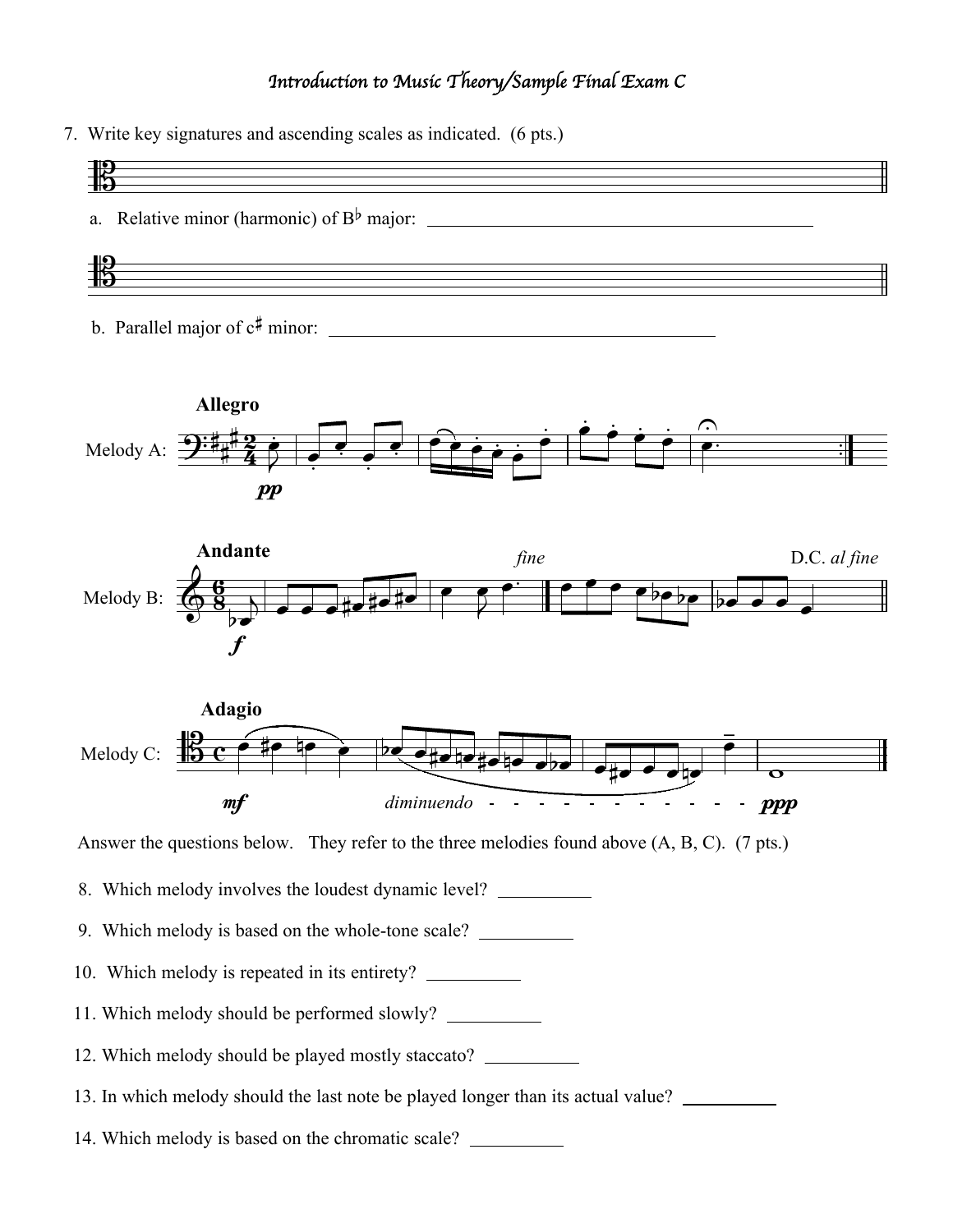## Introduction to Music Theory/Sample Final Exam C

7. Write key signatures and ascending scales as indicated. (6 pts.)

a. Relative minor (harmonic) of B♭ major: ____________________________________________

b. Parallel major of c♯ minor: ____________________________________________

Melody A: **Allegro** *pp*

Melody B: **Andante** *f* — *fine* — D.C. *al fine*

Melody C: **Adagio** *mf* — *diminuendo* - - - - - - - - - - - - - *ppp*

Answer the questions below. They refer to the three melodies found above (A, B, C). (7 pts.)

8. Which melody involves the loudest dynamic level? __________

9. Which melody is based on the whole-tone scale? __________

10. Which melody is repeated in its entirety? __________

11. Which melody should be performed slowly? __________

12. Which melody should be played mostly staccato? __________

13. In which melody should the last note be played longer than its actual value? __________

14. Which melody is based on the chromatic scale? __________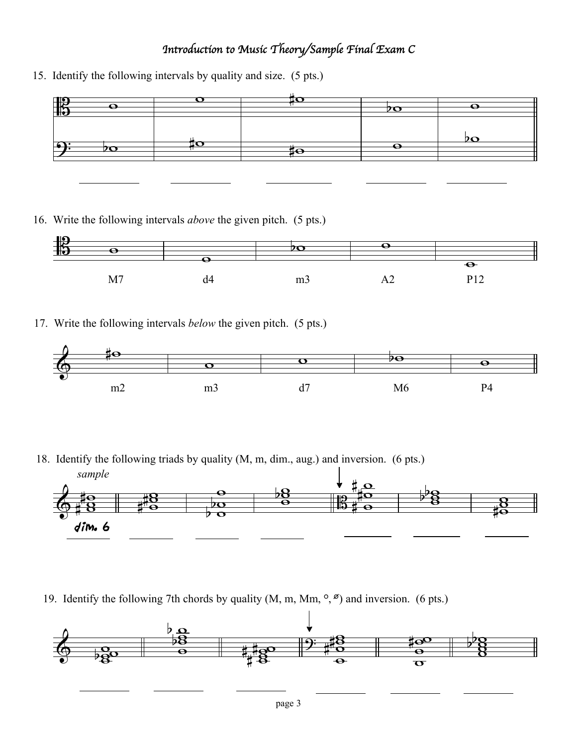# Introduction to Music Theory/Sample Final Exam C

15. Identify the following intervals by quality and size. (5 pts.)

\_\_\_\_\_\_\_\_\_\_ \_\_\_\_\_\_\_\_\_\_ \_\_\_\_\_\_\_\_\_\_ \_\_\_\_\_\_\_\_\_\_ \_\_\_\_\_\_\_\_\_\_

16. Write the following intervals *above* the given pitch. (5 pts.)

M7 d4 m3 A2 P12

17. Write the following intervals *below* the given pitch. (5 pts.)

m2 m3 d7 M6 P4

18. Identify the following triads by quality (M, m, dim., aug.) and inversion. (6 pts.)

*sample*

dim. 6

\_\_\_\_\_\_\_\_\_\_ \_\_\_\_\_\_\_\_\_\_ \_\_\_\_\_\_\_\_\_\_ \_\_\_\_\_\_\_\_\_\_ \_\_\_\_\_\_\_\_\_\_ \_\_\_\_\_\_\_\_\_\_

19. Identify the following 7th chords by quality (M, m, Mm, °, ø) and inversion. (6 pts.)

\_\_\_\_\_\_\_\_\_\_ \_\_\_\_\_\_\_\_\_\_ \_\_\_\_\_\_\_\_\_\_ \_\_\_\_\_\_\_\_\_\_ \_\_\_\_\_\_\_\_\_\_ \_\_\_\_\_\_\_\_\_\_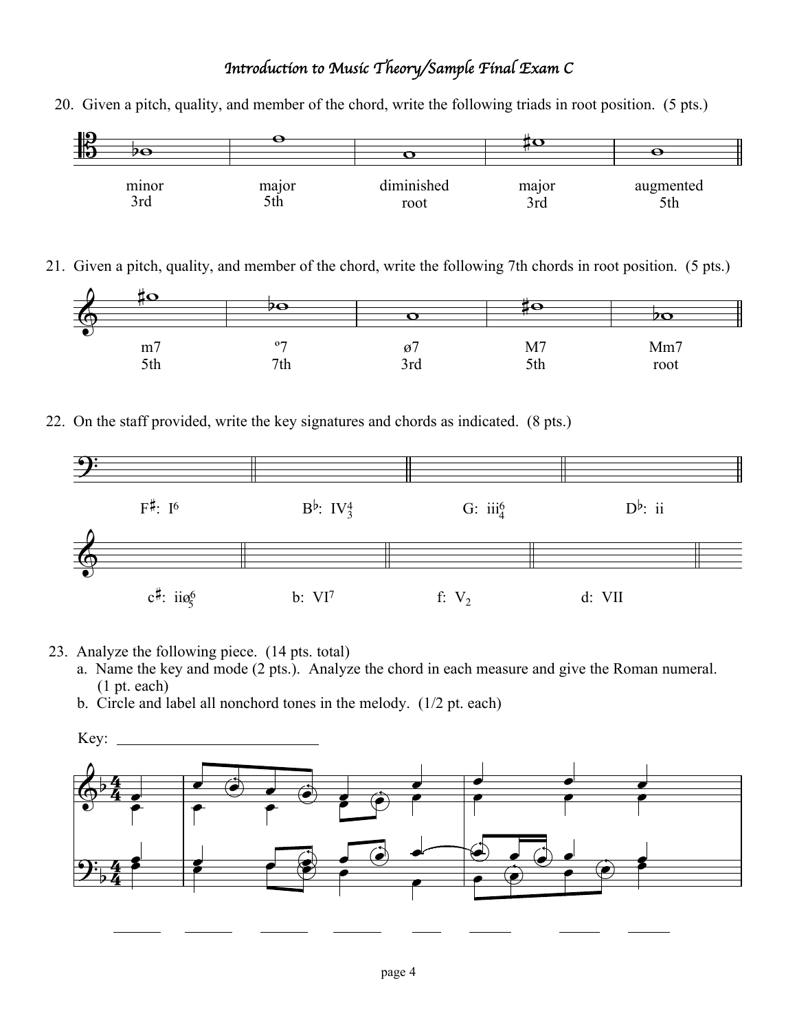20. Given a pitch, quality, and member of the chord, write the following triads in root position. (5 pts.)

minor
3rd

major
5th

diminished
root

major
3rd

augmented
5th

21. Given a pitch, quality, and member of the chord, write the following 7th chords in root position. (5 pts.)

m7
5th

º7
7th

ø7
3rd

M7
5th

Mm7
root

22. On the staff provided, write the key signatures and chords as indicated. (8 pts.)

F♯: $I^6$ B♭: $IV^4_3$ G: $iii^6_4$ D♭: ii

c♯: $ii^{ø6}_5$ b: $VI^7$ f: $V_2$ d: VII

23. Analyze the following piece. (14 pts. total)
 a. Name the key and mode (2 pts.). Analyze the chord in each measure and give the Roman numeral. (1 pt. each)
 b. Circle and label all nonchord tones in the melody. (1/2 pt. each)

Key: ___________________________

_______ _______ _______ _______ _____ ______ ______ ______